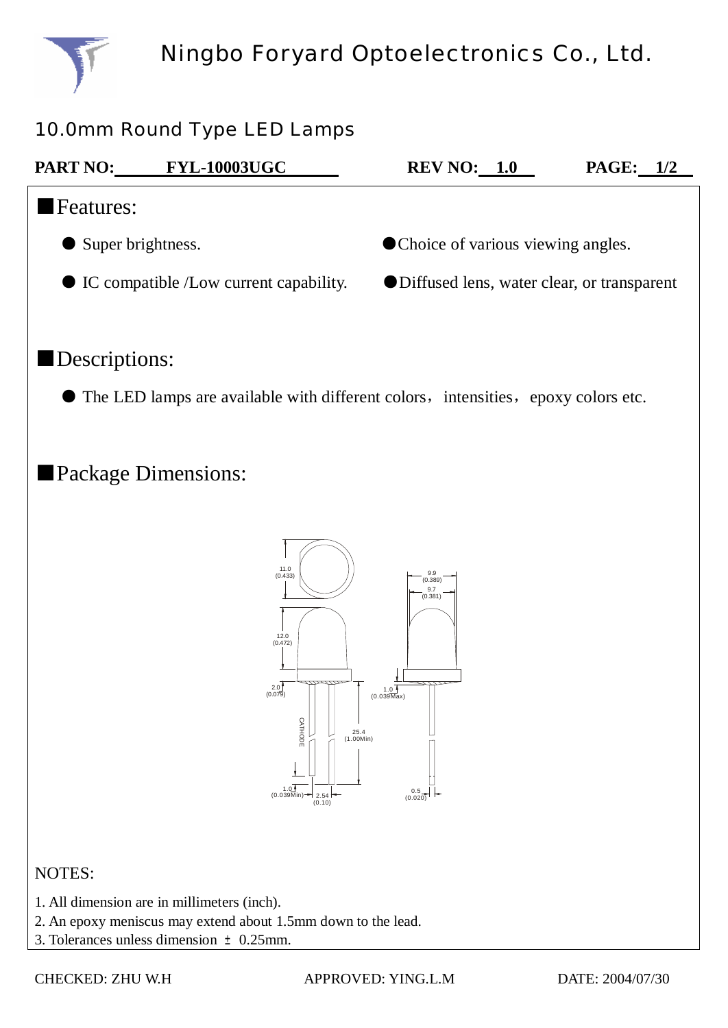Ningbo Foryard Optoelectronics Co., Ltd.

## 10.0mm Round Type LED Lamps

**PART NO: FYL-10003UGC** **REV NO: 1.0** **PAGE: 1/2**

## Features:

- Super brightness.
- Choice of various viewing angles.
- IC compatible /Low current capability.
- Diffused lens, water clear, or transparent

## Descriptions:

- The LED lamps are available with different colors，intensities，epoxy colors etc.

## Package Dimensions:

NOTES:

1. All dimension are in millimeters (inch).
2. An epoxy meniscus may extend about 1.5mm down to the lead.
3. Tolerances unless dimension ± 0.25mm.

CHECKED: ZHU W.H APPROVED: YING.L.M DATE: 2004/07/30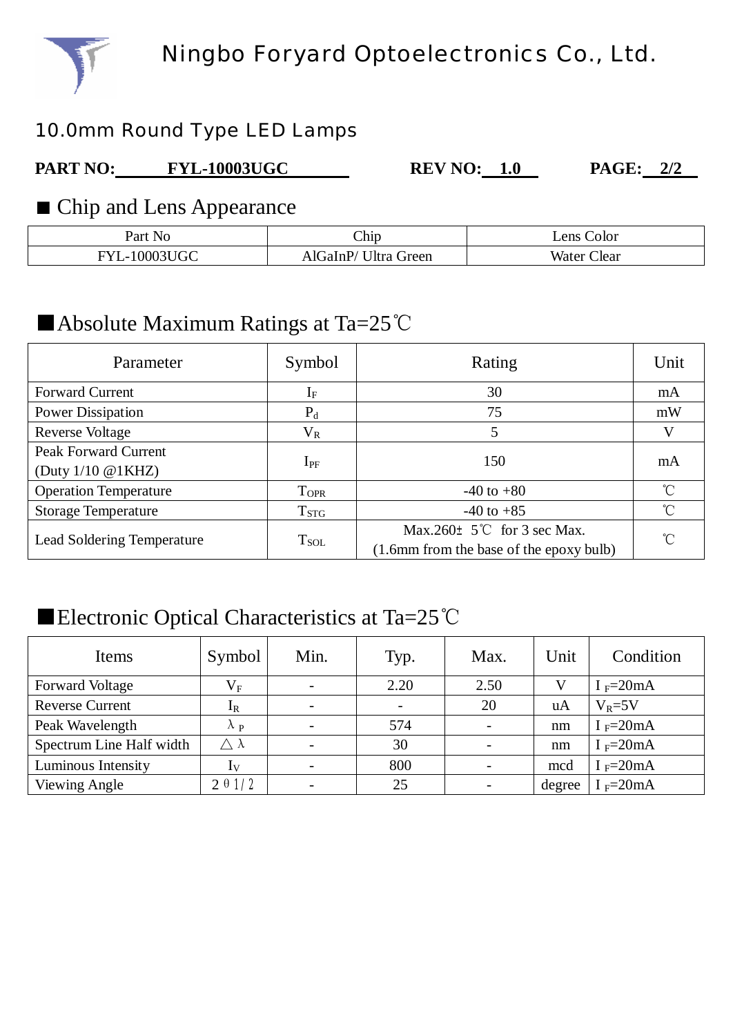# Ningbo Foryard Optoelectronics Co., Ltd.

## 10.0mm Round Type LED Lamps

**PART NO: FYL-10003UGC** **REV NO: 1.0** **PAGE: 2/2**

## ■ Chip and Lens Appearance

| Part No | Chip | Lens Color |
|---|---|---|
| FYL-10003UGC | AlGaInP/ Ultra Green | Water Clear |

## ■ Absolute Maximum Ratings at Ta=25℃

| Parameter | Symbol | Rating | Unit |
|---|---|---|---|
| Forward Current | $I_F$ | 30 | mA |
| Power Dissipation | $P_d$ | 75 | mW |
| Reverse Voltage | $V_R$ | 5 | V |
| Peak Forward Current (Duty 1/10 @1KHZ) | $I_{PF}$ | 150 | mA |
| Operation Temperature | $T_{OPR}$ | -40 to +80 | ℃ |
| Storage Temperature | $T_{STG}$ | -40 to +85 | ℃ |
| Lead Soldering Temperature | $T_{SOL}$ | Max.260± 5℃ for 3 sec Max. (1.6mm from the base of the epoxy bulb) | ℃ |

## ■ Electronic Optical Characteristics at Ta=25℃

| Items | Symbol | Min. | Typ. | Max. | Unit | Condition |
|---|---|---|---|---|---|---|
| Forward Voltage | $V_F$ | - | 2.20 | 2.50 | V | $I_F$=20mA |
| Reverse Current | $I_R$ | - | - | 20 | uA | $V_R$=5V |
| Peak Wavelength | $\lambda_P$ | - | 574 | - | nm | $I_F$=20mA |
| Spectrum Line Half width | $\triangle\lambda$ | - | 30 | - | nm | $I_F$=20mA |
| Luminous Intensity | $I_V$ | - | 800 | - | mcd | $I_F$=20mA |
| Viewing Angle | $2\theta_{1/2}$ | - | 25 | - | degree | $I_F$=20mA |